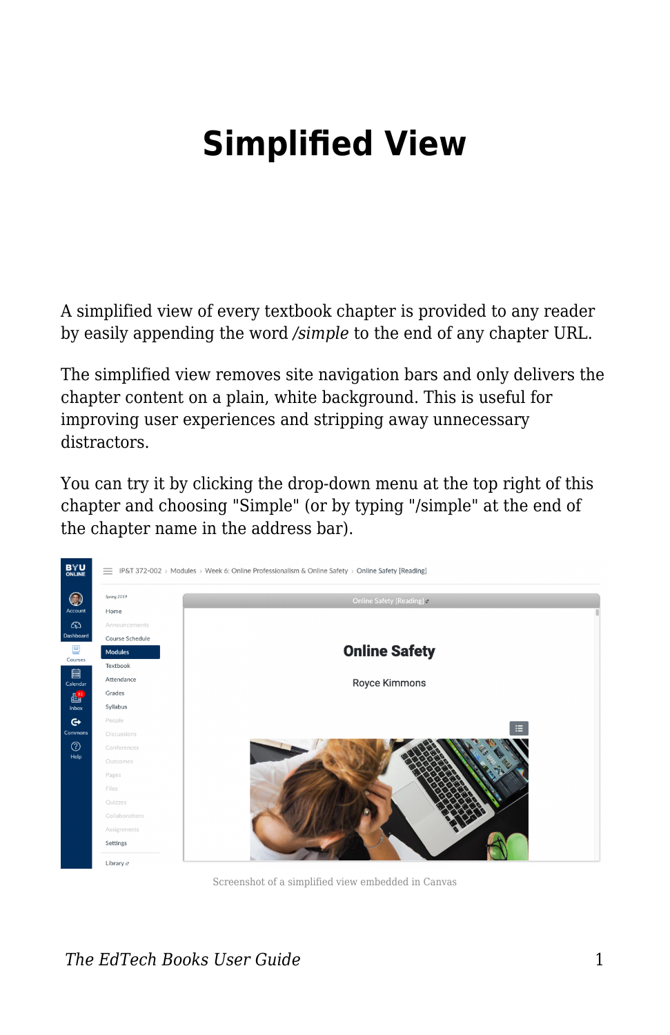# Simplified View

A simplified view of every textbook chapter is provided to any reader by easily appending the word */simple* to the end of any chapter URL.

The simplified view removes site navigation bars and only delivers the chapter content on a plain, white background. This is useful for improving user experiences and stripping away unnecessary distractors.

You can try it by clicking the drop-down menu at the top right of this chapter and choosing "Simple" (or by typing "/simple" at the end of the chapter name in the address bar).

Screenshot of a simplified view embedded in Canvas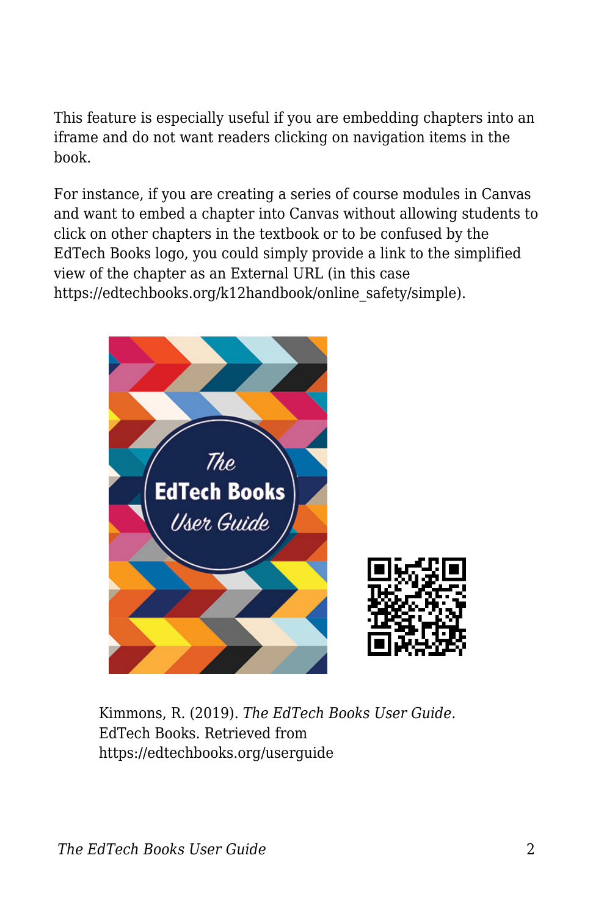This feature is especially useful if you are embedding chapters into an iframe and do not want readers clicking on navigation items in the book.

For instance, if you are creating a series of course modules in Canvas and want to embed a chapter into Canvas without allowing students to click on other chapters in the textbook or to be confused by the EdTech Books logo, you could simply provide a link to the simplified view of the chapter as an External URL (in this case https://edtechbooks.org/k12handbook/online_safety/simple).

Kimmons, R. (2019). *The EdTech Books User Guide*. EdTech Books. Retrieved from https://edtechbooks.org/userguide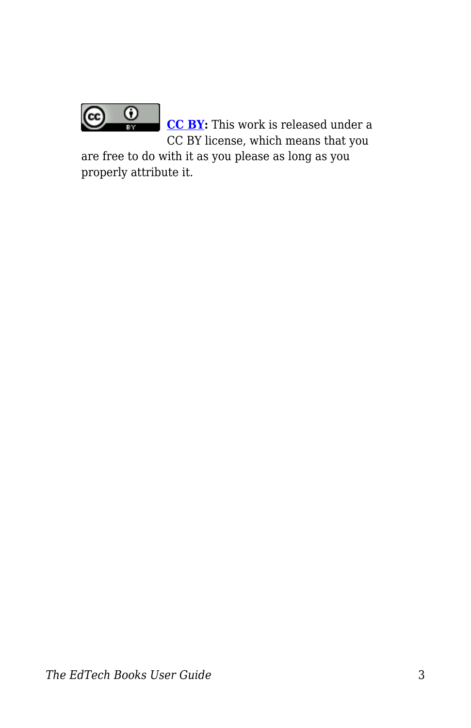**CC BY:** This work is released under a CC BY license, which means that you are free to do with it as you please as long as you properly attribute it.